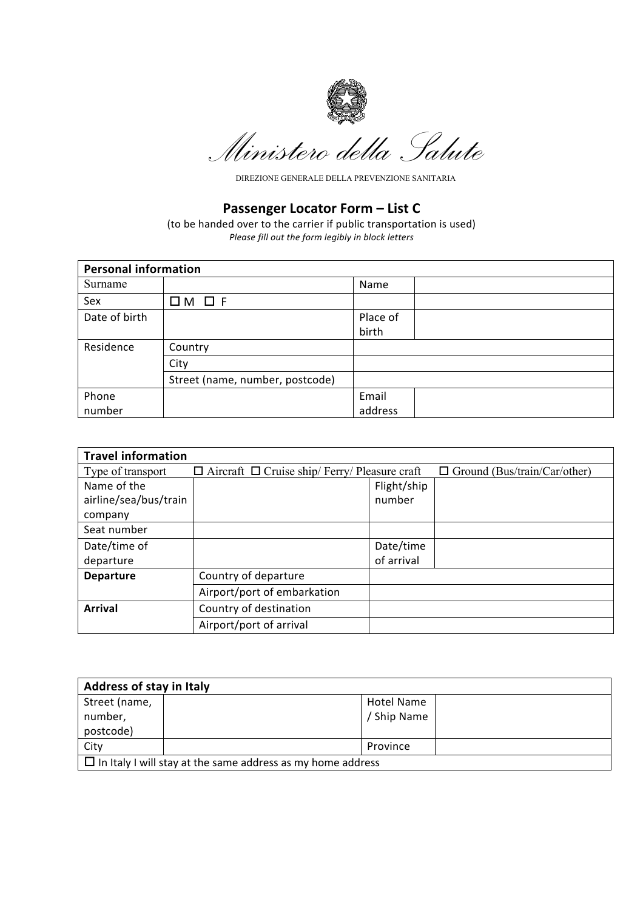# Ministero della Salute

DIREZIONE GENERALE DELLA PREVENZIONE SANITARIA

## Passenger Locator Form – List C

(to be handed over to the carrier if public transportation is used)

*Please fill out the form legibly in block letters*

| **Personal information** | | | |
|---|---|---|---|
| Surname | | Name | |
| Sex | ☐ M ☐ F | | |
| Date of birth | | Place of birth | |
| Residence | Country | | |
| | City | | |
| | Street (name, number, postcode) | | |
| Phone number | | Email address | |

| **Travel information** | | | |
|---|---|---|---|
| Type of transport | ☐ Aircraft ☐ Cruise ship/ Ferry/ Pleasure craft | ☐ Ground (Bus/train/Car/other) | |
| Name of the airline/sea/bus/train company | | Flight/ship number | |
| Seat number | | | |
| Date/time of departure | | Date/time of arrival | |
| **Departure** | Country of departure | | |
| | Airport/port of embarkation | | |
| **Arrival** | Country of destination | | |
| | Airport/port of arrival | | |

| **Address of stay in Italy** | | | |
|---|---|---|---|
| Street (name, number, postcode) | | Hotel Name / Ship Name | |
| City | | Province | |
| ☐ In Italy I will stay at the same address as my home address | | | |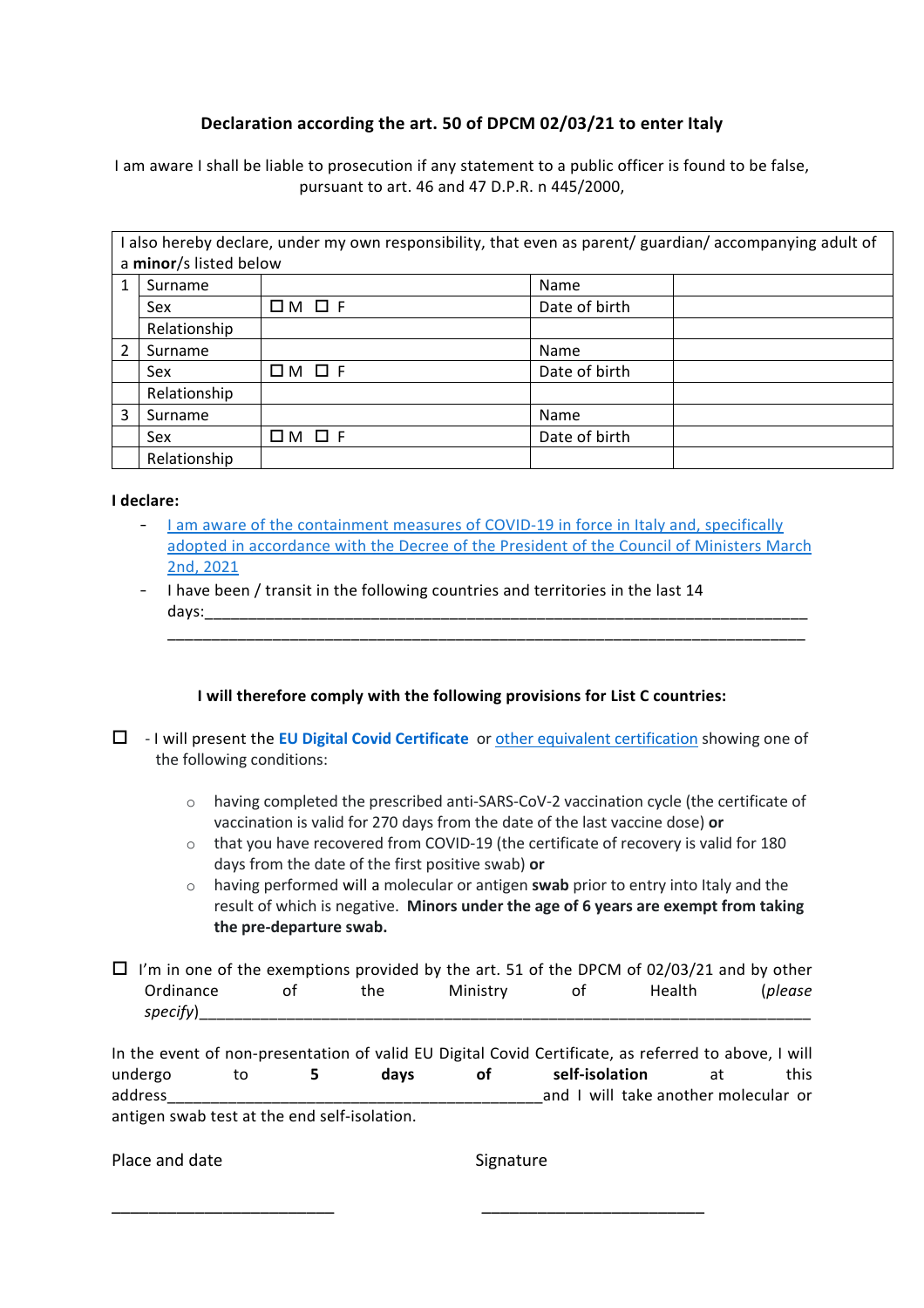## Declaration according the art. 50 of DPCM 02/03/21 to enter Italy

I am aware I shall be liable to prosecution if any statement to a public officer is found to be false, pursuant to art. 46 and 47 D.P.R. n 445/2000,

| I also hereby declare, under my own responsibility, that even as parent/ guardian/ accompanying adult of a **minor**/s listed below | | | | |
|---|---|---|---|---|
| 1 | Surname | | Name | |
| | Sex | ☐ M ☐ F | Date of birth | |
| | Relationship | | | |
| 2 | Surname | | Name | |
| | Sex | ☐ M ☐ F | Date of birth | |
| | Relationship | | | |
| 3 | Surname | | Name | |
| | Sex | ☐ M ☐ F | Date of birth | |
| | Relationship | | | |

**I declare:**

- I am aware of the containment measures of COVID-19 in force in Italy and, specifically adopted in accordance with the Decree of the President of the Council of Ministers March 2nd, 2021
- I have been / transit in the following countries and territories in the last 14 days:___________________________________________________________________________
  ___________________________________________________________________________

**I will therefore comply with the following provisions for List C countries:**

☐ - I will present the **EU Digital Covid Certificate** or other equivalent certification showing one of the following conditions:

- having completed the prescribed anti-SARS-CoV-2 vaccination cycle (the certificate of vaccination is valid for 270 days from the date of the last vaccine dose) **or**
- that you have recovered from COVID-19 (the certificate of recovery is valid for 180 days from the date of the first positive swab) **or**
- having performed will a molecular or antigen **swab** prior to entry into Italy and the result of which is negative. **Minors under the age of 6 years are exempt from taking the pre-departure swab.**

☐ I'm in one of the exemptions provided by the art. 51 of the DPCM of 02/03/21 and by other Ordinance of the Ministry of Health (*please specify*)___________________________________________________________________________

In the event of non-presentation of valid EU Digital Covid Certificate, as referred to above, I will undergo to **5 days of self-isolation** at this address_______________________________________________and I will take another molecular or antigen swab test at the end self-isolation.

Place and date

_________________________

Signature

_________________________